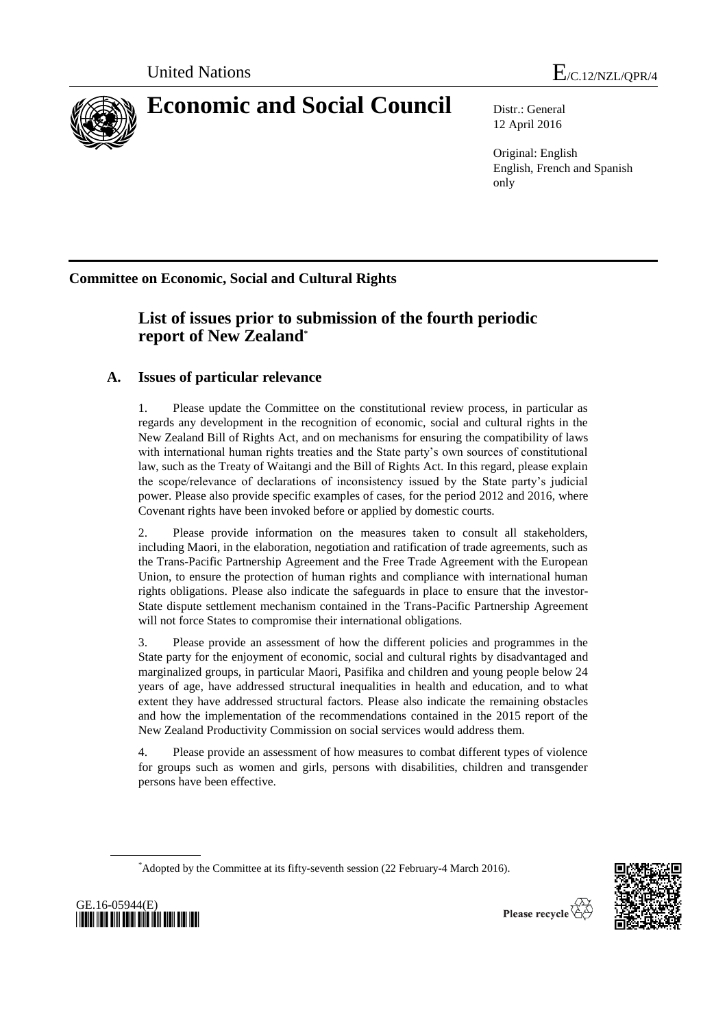United Nations E/C.12/NZL/QPR/4

# Economic and Social Council

Distr.: General
12 April 2016

Original: English
English, French and Spanish only

**Committee on Economic, Social and Cultural Rights**

## List of issues prior to submission of the fourth periodic report of New Zealand*

### A. Issues of particular relevance

1. Please update the Committee on the constitutional review process, in particular as regards any development in the recognition of economic, social and cultural rights in the New Zealand Bill of Rights Act, and on mechanisms for ensuring the compatibility of laws with international human rights treaties and the State party's own sources of constitutional law, such as the Treaty of Waitangi and the Bill of Rights Act. In this regard, please explain the scope/relevance of declarations of inconsistency issued by the State party's judicial power. Please also provide specific examples of cases, for the period 2012 and 2016, where Covenant rights have been invoked before or applied by domestic courts.

2. Please provide information on the measures taken to consult all stakeholders, including Maori, in the elaboration, negotiation and ratification of trade agreements, such as the Trans-Pacific Partnership Agreement and the Free Trade Agreement with the European Union, to ensure the protection of human rights and compliance with international human rights obligations. Please also indicate the safeguards in place to ensure that the investor-State dispute settlement mechanism contained in the Trans-Pacific Partnership Agreement will not force States to compromise their international obligations.

3. Please provide an assessment of how the different policies and programmes in the State party for the enjoyment of economic, social and cultural rights by disadvantaged and marginalized groups, in particular Maori, Pasifika and children and young people below 24 years of age, have addressed structural inequalities in health and education, and to what extent they have addressed structural factors. Please also indicate the remaining obstacles and how the implementation of the recommendations contained in the 2015 report of the New Zealand Productivity Commission on social services would address them.

4. Please provide an assessment of how measures to combat different types of violence for groups such as women and girls, persons with disabilities, children and transgender persons have been effective.

\* Adopted by the Committee at its fifty-seventh session (22 February-4 March 2016).

GE.16-05944(E)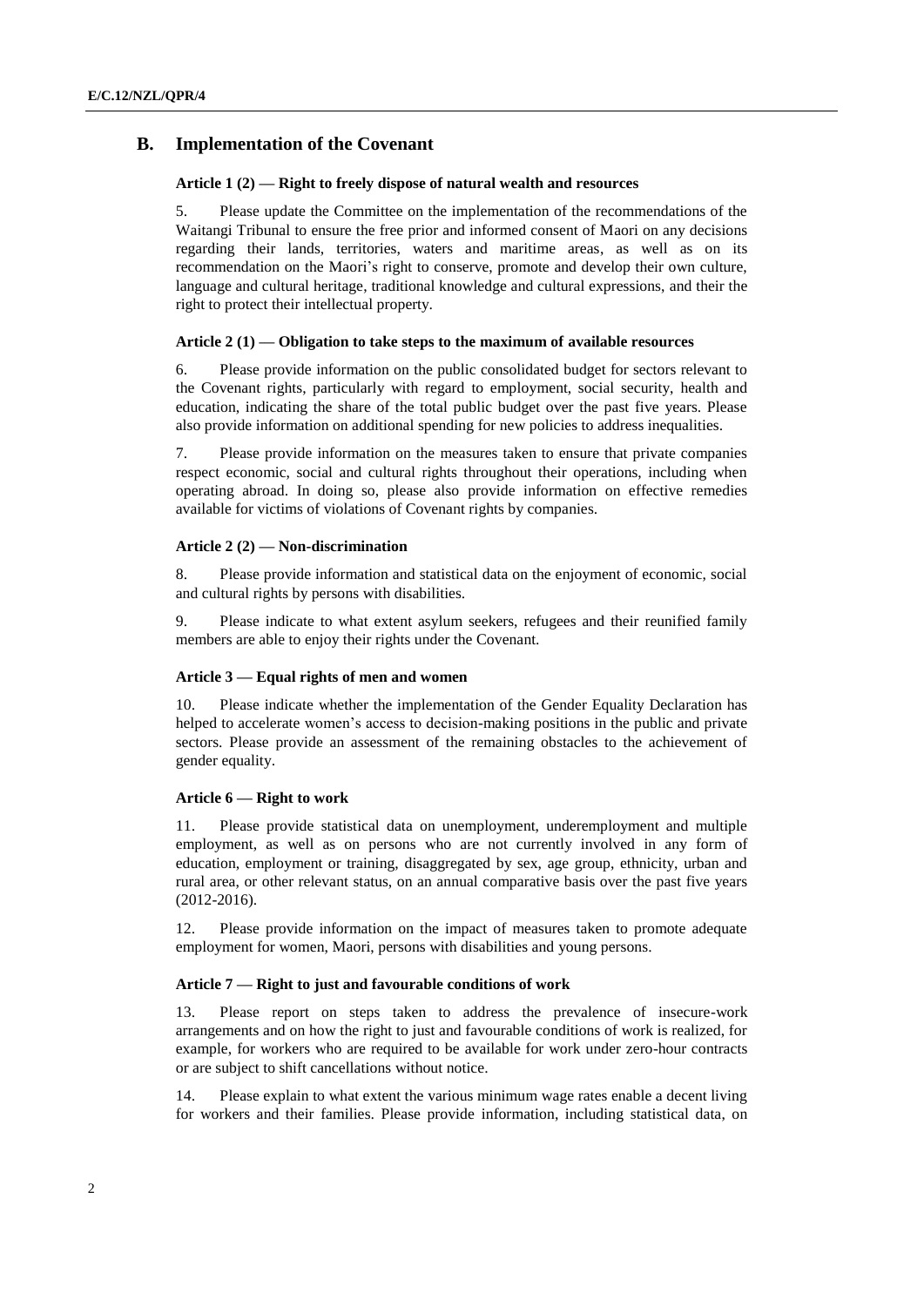## B. Implementation of the Covenant

### Article 1 (2) — Right to freely dispose of natural wealth and resources

5. Please update the Committee on the implementation of the recommendations of the Waitangi Tribunal to ensure the free prior and informed consent of Maori on any decisions regarding their lands, territories, waters and maritime areas, as well as on its recommendation on the Maori's right to conserve, promote and develop their own culture, language and cultural heritage, traditional knowledge and cultural expressions, and their the right to protect their intellectual property.

### Article 2 (1) — Obligation to take steps to the maximum of available resources

6. Please provide information on the public consolidated budget for sectors relevant to the Covenant rights, particularly with regard to employment, social security, health and education, indicating the share of the total public budget over the past five years. Please also provide information on additional spending for new policies to address inequalities.

7. Please provide information on the measures taken to ensure that private companies respect economic, social and cultural rights throughout their operations, including when operating abroad. In doing so, please also provide information on effective remedies available for victims of violations of Covenant rights by companies.

### Article 2 (2) — Non-discrimination

8. Please provide information and statistical data on the enjoyment of economic, social and cultural rights by persons with disabilities.

9. Please indicate to what extent asylum seekers, refugees and their reunified family members are able to enjoy their rights under the Covenant.

### Article 3 — Equal rights of men and women

10. Please indicate whether the implementation of the Gender Equality Declaration has helped to accelerate women's access to decision-making positions in the public and private sectors. Please provide an assessment of the remaining obstacles to the achievement of gender equality.

### Article 6 — Right to work

11. Please provide statistical data on unemployment, underemployment and multiple employment, as well as on persons who are not currently involved in any form of education, employment or training, disaggregated by sex, age group, ethnicity, urban and rural area, or other relevant status, on an annual comparative basis over the past five years (2012-2016).

12. Please provide information on the impact of measures taken to promote adequate employment for women, Maori, persons with disabilities and young persons.

### Article 7 — Right to just and favourable conditions of work

13. Please report on steps taken to address the prevalence of insecure-work arrangements and on how the right to just and favourable conditions of work is realized, for example, for workers who are required to be available for work under zero-hour contracts or are subject to shift cancellations without notice.

14. Please explain to what extent the various minimum wage rates enable a decent living for workers and their families. Please provide information, including statistical data, on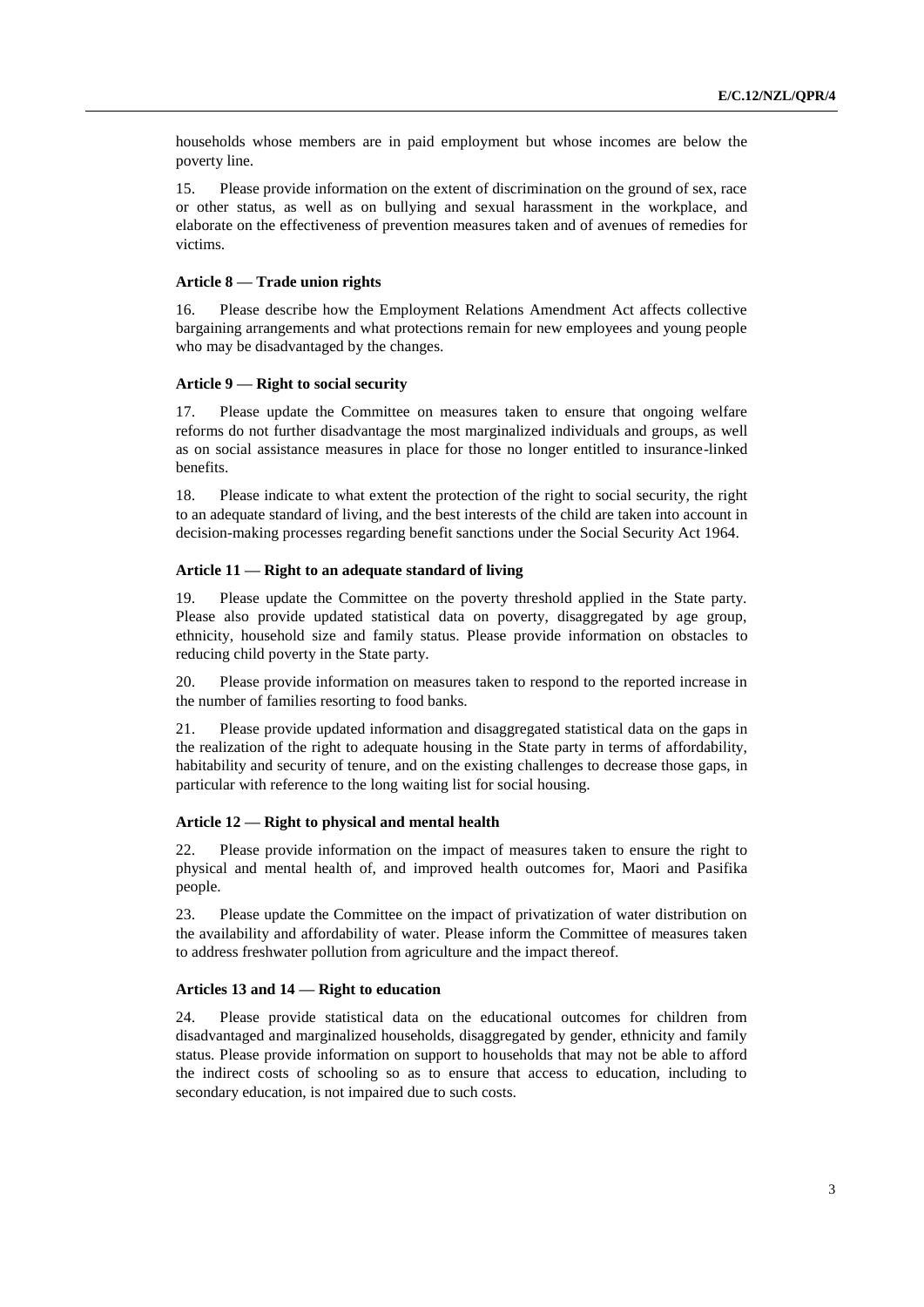households whose members are in paid employment but whose incomes are below the poverty line.

15. Please provide information on the extent of discrimination on the ground of sex, race or other status, as well as on bullying and sexual harassment in the workplace, and elaborate on the effectiveness of prevention measures taken and of avenues of remedies for victims.

### Article 8 — Trade union rights

16. Please describe how the Employment Relations Amendment Act affects collective bargaining arrangements and what protections remain for new employees and young people who may be disadvantaged by the changes.

### Article 9 — Right to social security

17. Please update the Committee on measures taken to ensure that ongoing welfare reforms do not further disadvantage the most marginalized individuals and groups, as well as on social assistance measures in place for those no longer entitled to insurance-linked benefits.

18. Please indicate to what extent the protection of the right to social security, the right to an adequate standard of living, and the best interests of the child are taken into account in decision-making processes regarding benefit sanctions under the Social Security Act 1964.

### Article 11 — Right to an adequate standard of living

19. Please update the Committee on the poverty threshold applied in the State party. Please also provide updated statistical data on poverty, disaggregated by age group, ethnicity, household size and family status. Please provide information on obstacles to reducing child poverty in the State party.

20. Please provide information on measures taken to respond to the reported increase in the number of families resorting to food banks.

21. Please provide updated information and disaggregated statistical data on the gaps in the realization of the right to adequate housing in the State party in terms of affordability, habitability and security of tenure, and on the existing challenges to decrease those gaps, in particular with reference to the long waiting list for social housing.

### Article 12 — Right to physical and mental health

22. Please provide information on the impact of measures taken to ensure the right to physical and mental health of, and improved health outcomes for, Maori and Pasifika people.

23. Please update the Committee on the impact of privatization of water distribution on the availability and affordability of water. Please inform the Committee of measures taken to address freshwater pollution from agriculture and the impact thereof.

### Articles 13 and 14 — Right to education

24. Please provide statistical data on the educational outcomes for children from disadvantaged and marginalized households, disaggregated by gender, ethnicity and family status. Please provide information on support to households that may not be able to afford the indirect costs of schooling so as to ensure that access to education, including to secondary education, is not impaired due to such costs.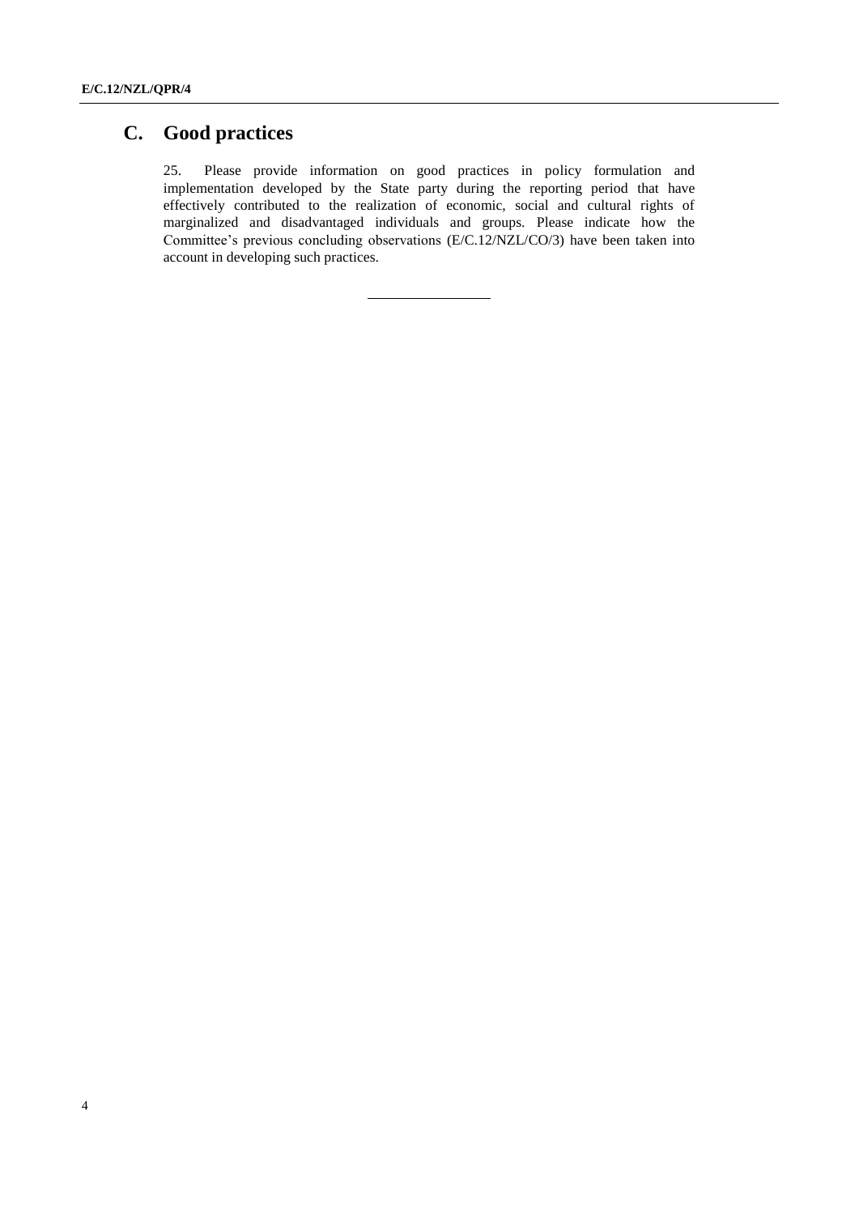## C. Good practices

25. Please provide information on good practices in policy formulation and implementation developed by the State party during the reporting period that have effectively contributed to the realization of economic, social and cultural rights of marginalized and disadvantaged individuals and groups. Please indicate how the Committee's previous concluding observations (E/C.12/NZL/CO/3) have been taken into account in developing such practices.